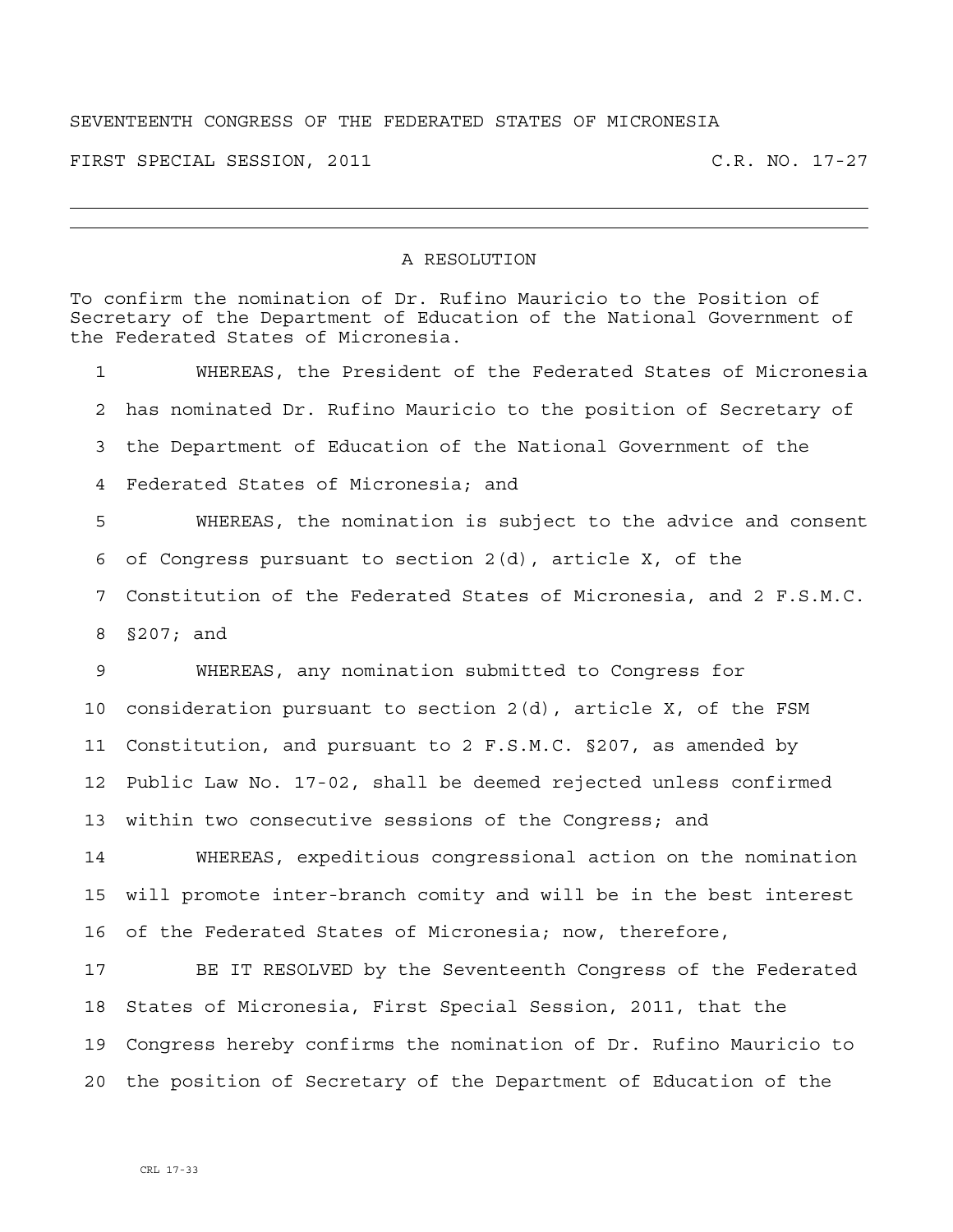SEVENTEENTH CONGRESS OF THE FEDERATED STATES OF MICRONESIA

FIRST SPECIAL SESSION, 2011 C.R. NO. 17-27

---

## A RESOLUTION

To confirm the nomination of Dr. Rufino Mauricio to the Position of Secretary of the Department of Education of the National Government of the Federated States of Micronesia.

1 WHEREAS, the President of the Federated States of Micronesia
2 has nominated Dr. Rufino Mauricio to the position of Secretary of
3 the Department of Education of the National Government of the
4 Federated States of Micronesia; and

5 WHEREAS, the nomination is subject to the advice and consent
6 of Congress pursuant to section 2(d), article X, of the
7 Constitution of the Federated States of Micronesia, and 2 F.S.M.C.
8 §207; and

9 WHEREAS, any nomination submitted to Congress for
10 consideration pursuant to section 2(d), article X, of the FSM
11 Constitution, and pursuant to 2 F.S.M.C. §207, as amended by
12 Public Law No. 17-02, shall be deemed rejected unless confirmed
13 within two consecutive sessions of the Congress; and

14 WHEREAS, expeditious congressional action on the nomination
15 will promote inter-branch comity and will be in the best interest
16 of the Federated States of Micronesia; now, therefore,

17 BE IT RESOLVED by the Seventeenth Congress of the Federated
18 States of Micronesia, First Special Session, 2011, that the
19 Congress hereby confirms the nomination of Dr. Rufino Mauricio to
20 the position of Secretary of the Department of Education of the

CRL 17-33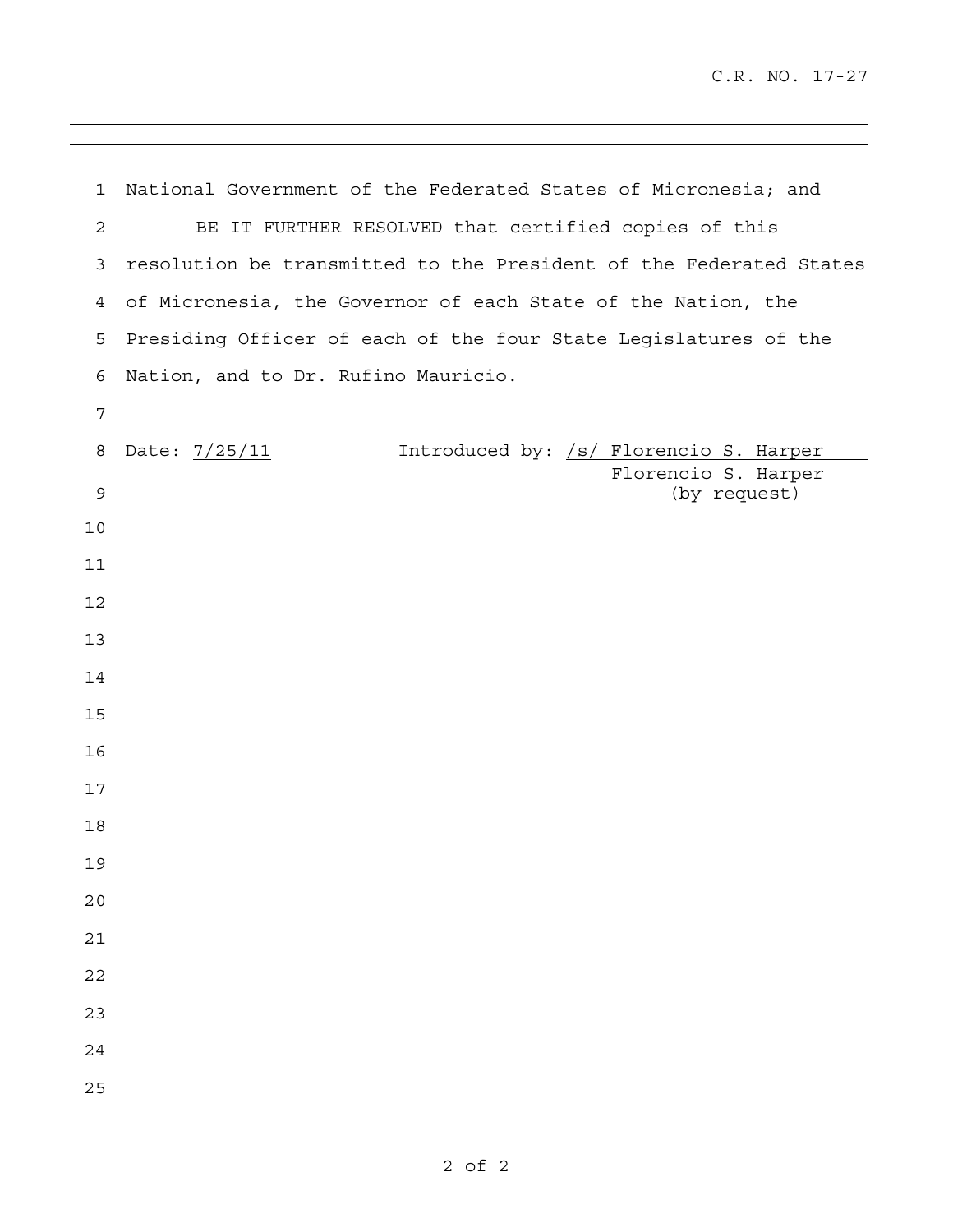National Government of the Federated States of Micronesia; and

BE IT FURTHER RESOLVED that certified copies of this resolution be transmitted to the President of the Federated States of Micronesia, the Governor of each State of the Nation, the Presiding Officer of each of the four State Legislatures of the Nation, and to Dr. Rufino Mauricio.

Date: 7/25/11 Introduced by: /s/ Florencio S. Harper

Florencio S. Harper
(by request)